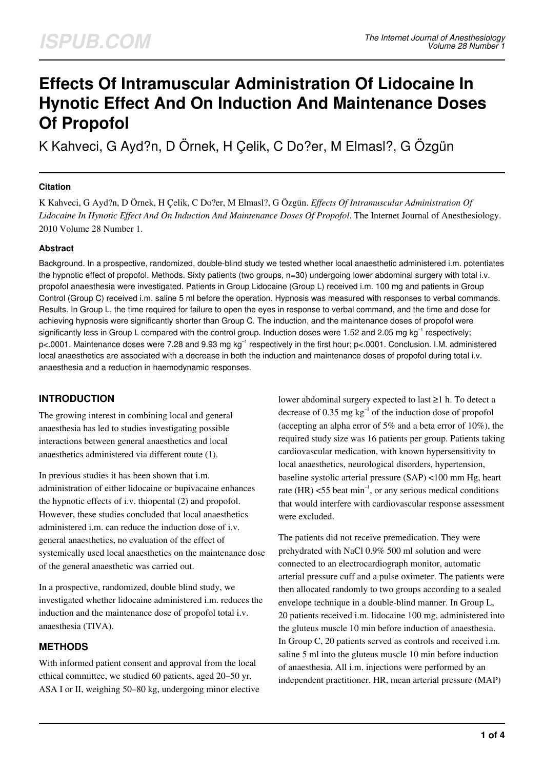# Effects Of Intramuscular Administration Of Lidocaine In Hynotic Effect And On Induction And Maintenance Doses Of Propofol

K Kahveci, G Ayd?n, D Örnek, H Çelik, C Do?er, M Elmasl?, G Özgün

### Citation

K Kahveci, G Ayd?n, D Örnek, H Çelik, C Do?er, M Elmasl?, G Özgün. *Effects Of Intramuscular Administration Of Lidocaine In Hynotic Effect And On Induction And Maintenance Doses Of Propofol*. The Internet Journal of Anesthesiology. 2010 Volume 28 Number 1.

### Abstract

Background. In a prospective, randomized, double-blind study we tested whether local anaesthetic administered i.m. potentiates the hypnotic effect of propofol. Methods. Sixty patients (two groups, n=30) undergoing lower abdominal surgery with total i.v. propofol anaesthesia were investigated. Patients in Group Lidocaine (Group L) received i.m. 100 mg and patients in Group Control (Group C) received i.m. saline 5 ml before the operation. Hypnosis was measured with responses to verbal commands. Results. In Group L, the time required for failure to open the eyes in response to verbal command, and the time and dose for achieving hypnosis were significantly shorter than Group C. The induction, and the maintenance doses of propofol were significantly less in Group L compared with the control group. Induction doses were 1.52 and 2.05 mg $kg^{-1}$ respectively; p<.0001. Maintenance doses were 7.28 and 9.93 mg $kg^{-1}$ respectively in the first hour; p<.0001. Conclusion. I.M. administered local anaesthetics are associated with a decrease in both the induction and maintenance doses of propofol during total i.v. anaesthesia and a reduction in haemodynamic responses.

## INTRODUCTION

The growing interest in combining local and general anaesthesia has led to studies investigating possible interactions between general anaesthetics and local anaesthetics administered via different route (1).

In previous studies it has been shown that i.m. administration of either lidocaine or bupivacaine enhances the hypnotic effects of i.v. thiopental (2) and propofol. However, these studies concluded that local anaesthetics administered i.m. can reduce the induction dose of i.v. general anaesthetics, no evaluation of the effect of systemically used local anaesthetics on the maintenance dose of the general anaesthetic was carried out.

In a prospective, randomized, double blind study, we investigated whether lidocaine administered i.m. reduces the induction and the maintenance dose of propofol total i.v. anaesthesia (TIVA).

## METHODS

With informed patient consent and approval from the local ethical committee, we studied 60 patients, aged 20–50 yr, ASA I or II, weighing 50–80 kg, undergoing minor elective lower abdominal surgery expected to last ≥1 h. To detect a decrease of 0.35 mg $kg^{-1}$ of the induction dose of propofol (accepting an alpha error of 5% and a beta error of 10%), the required study size was 16 patients per group. Patients taking cardiovascular medication, with known hypersensitivity to local anaesthetics, neurological disorders, hypertension, baseline systolic arterial pressure (SAP) <100 mm Hg, heart rate (HR) <55 beat $min^{-1}$, or any serious medical conditions that would interfere with cardiovascular response assessment were excluded.

The patients did not receive premedication. They were prehydrated with NaCl 0.9% 500 ml solution and were connected to an electrocardiograph monitor, automatic arterial pressure cuff and a pulse oximeter. The patients were then allocated randomly to two groups according to a sealed envelope technique in a double-blind manner. In Group L, 20 patients received i.m. lidocaine 100 mg, administered into the gluteus muscle 10 min before induction of anaesthesia. In Group C, 20 patients served as controls and received i.m. saline 5 ml into the gluteus muscle 10 min before induction of anaesthesia. All i.m. injections were performed by an independent practitioner. HR, mean arterial pressure (MAP)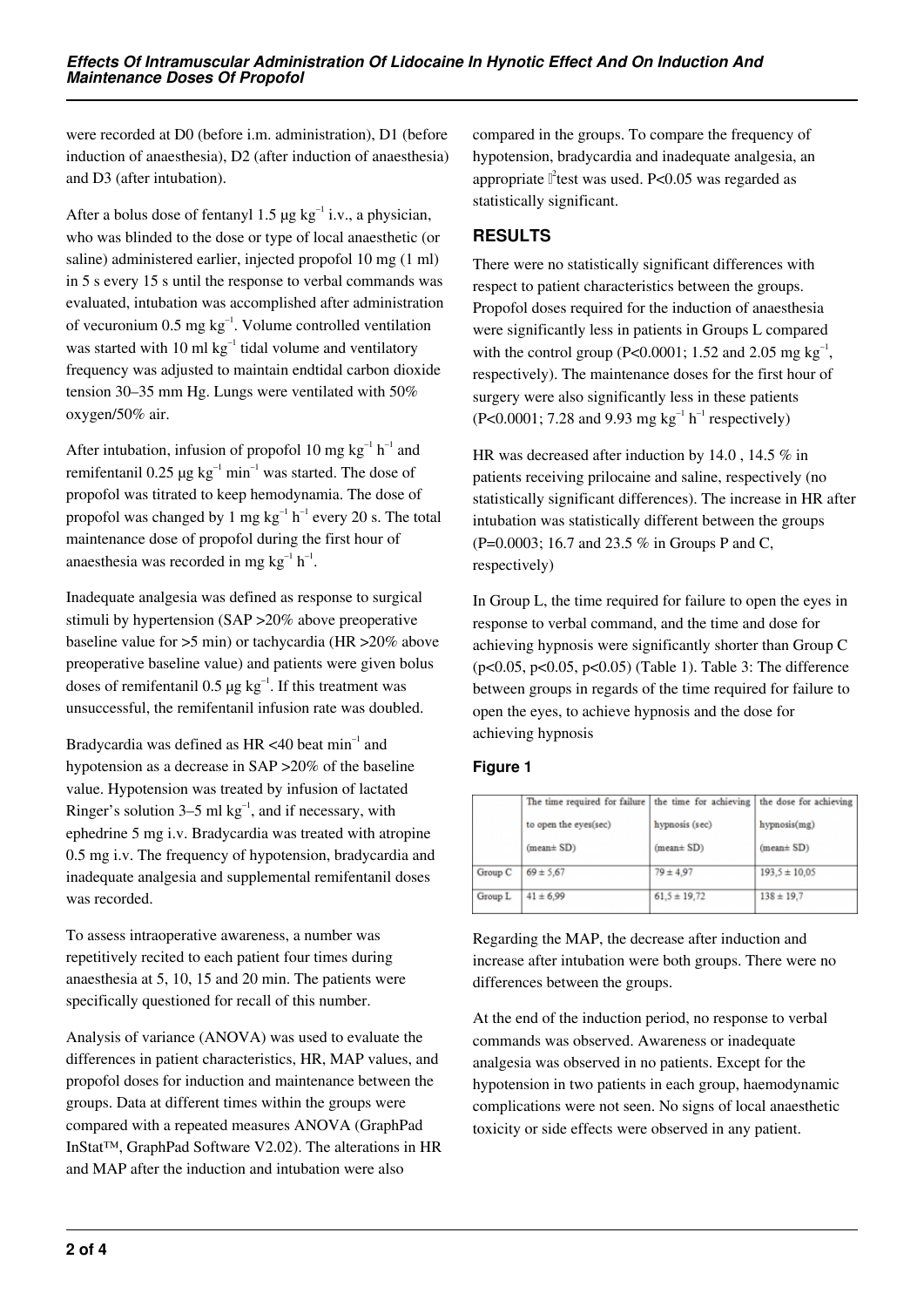were recorded at D0 (before i.m. administration), D1 (before induction of anaesthesia), D2 (after induction of anaesthesia) and D3 (after intubation).

After a bolus dose of fentanyl 1.5 μg $kg^{-1}$ i.v., a physician, who was blinded to the dose or type of local anaesthetic (or saline) administered earlier, injected propofol 10 mg (1 ml) in 5 s every 15 s until the response to verbal commands was evaluated, intubation was accomplished after administration of vecuronium 0.5 mg $kg^{-1}$. Volume controlled ventilation was started with 10 ml $kg^{-1}$ tidal volume and ventilatory frequency was adjusted to maintain endtidal carbon dioxide tension 30–35 mm Hg. Lungs were ventilated with 50% oxygen/50% air.

After intubation, infusion of propofol 10 mg $kg^{-1}$ $h^{-1}$ and remifentanil 0.25 μg $kg^{-1}$ $min^{-1}$ was started. The dose of propofol was titrated to keep hemodynamia. The dose of propofol was changed by 1 mg $kg^{-1}$ $h^{-1}$ every 20 s. The total maintenance dose of propofol during the first hour of anaesthesia was recorded in mg $kg^{-1}$ $h^{-1}$.

Inadequate analgesia was defined as response to surgical stimuli by hypertension (SAP >20% above preoperative baseline value for >5 min) or tachycardia (HR >20% above preoperative baseline value) and patients were given bolus doses of remifentanil 0.5 μg $kg^{-1}$. If this treatment was unsuccessful, the remifentanil infusion rate was doubled.

Bradycardia was defined as HR <40 beat $min^{-1}$ and hypotension as a decrease in SAP >20% of the baseline value. Hypotension was treated by infusion of lactated Ringer's solution 3–5 ml $kg^{-1}$, and if necessary, with ephedrine 5 mg i.v. Bradycardia was treated with atropine 0.5 mg i.v. The frequency of hypotension, bradycardia and inadequate analgesia and supplemental remifentanil doses was recorded.

To assess intraoperative awareness, a number was repetitively recited to each patient four times during anaesthesia at 5, 10, 15 and 20 min. The patients were specifically questioned for recall of this number.

Analysis of variance (ANOVA) was used to evaluate the differences in patient characteristics, HR, MAP values, and propofol doses for induction and maintenance between the groups. Data at different times within the groups were compared with a repeated measures ANOVA (GraphPad InStat™, GraphPad Software V2.02). The alterations in HR and MAP after the induction and intubation were also compared in the groups. To compare the frequency of hypotension, bradycardia and inadequate analgesia, an appropriate $\chi^2$test was used. P<0.05 was regarded as statistically significant.

## RESULTS

There were no statistically significant differences with respect to patient characteristics between the groups. Propofol doses required for the induction of anaesthesia were significantly less in patients in Groups L compared with the control group (P<0.0001; 1.52 and 2.05 mg $kg^{-1}$, respectively). The maintenance doses for the first hour of surgery were also significantly less in these patients (P<0.0001; 7.28 and 9.93 mg $kg^{-1}$ $h^{-1}$ respectively)

HR was decreased after induction by 14.0 , 14.5 % in patients receiving prilocaine and saline, respectively (no statistically significant differences). The increase in HR after intubation was statistically different between the groups (P=0.0003; 16.7 and 23.5 % in Groups P and C, respectively)

In Group L, the time required for failure to open the eyes in response to verbal command, and the time and dose for achieving hypnosis were significantly shorter than Group C (p<0.05, p<0.05, p<0.05) (Table 1). Table 3: The difference between groups in regards of the time required for failure to open the eyes, to achieve hypnosis and the dose for achieving hypnosis

### Figure 1

| | The time required for failure to open the eyes(sec) (mean± SD) | the time for achieving hypnosis (sec) (mean± SD) | the dose for achieving hypnosis(mg) (mean± SD) |
|---|---|---|---|
| Group C | 69 ± 5,67 | 79 ± 4,97 | 193,5 ± 10,05 |
| Group L | 41 ± 6,99 | 61,5 ± 19,72 | 138 ± 19,7 |

Regarding the MAP, the decrease after induction and increase after intubation were both groups. There were no differences between the groups.

At the end of the induction period, no response to verbal commands was observed. Awareness or inadequate analgesia was observed in no patients. Except for the hypotension in two patients in each group, haemodynamic complications were not seen. No signs of local anaesthetic toxicity or side effects were observed in any patient.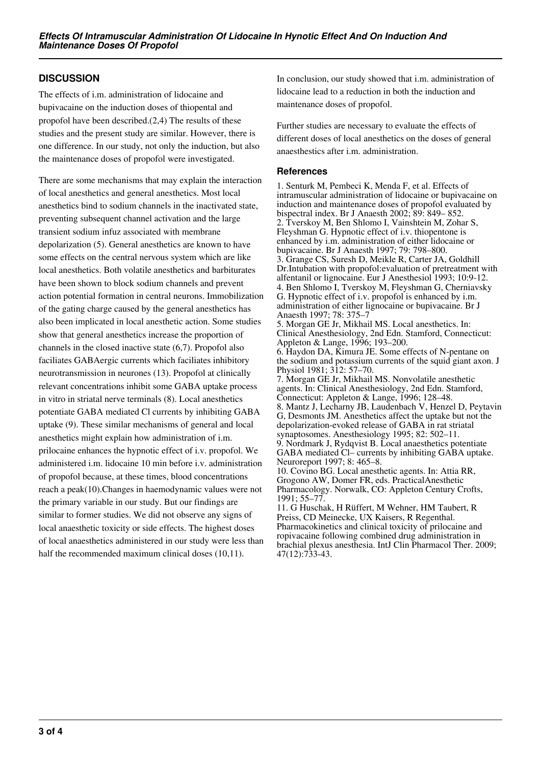## DISCUSSION

The effects of i.m. administration of lidocaine and bupivacaine on the induction doses of thiopental and propofol have been described.(2,4) The results of these studies and the present study are similar. However, there is one difference. In our study, not only the induction, but also the maintenance doses of propofol were investigated.

There are some mechanisms that may explain the interaction of local anesthetics and general anesthetics. Most local anesthetics bind to sodium channels in the inactivated state, preventing subsequent channel activation and the large transient sodium infuz associated with membrane depolarization (5). General anesthetics are known to have some effects on the central nervous system which are like local anesthetics. Both volatile anesthetics and barbiturates have been shown to block sodium channels and prevent action potential formation in central neurons. Immobilization of the gating charge caused by the general anesthetics has also been implicated in local anesthetic action. Some studies show that general anesthetics increase the proportion of channels in the closed inactive state (6,7). Propofol also faciliates GABAergic currents which faciliates inhibitory neurotransmission in neurones (13). Propofol at clinically relevant concentrations inhibit some GABA uptake process in vitro in striatal nerve terminals (8). Local anesthetics potentiate GABA mediated Cl currents by inhibiting GABA uptake (9). These similar mechanisms of general and local anesthetics might explain how administration of i.m. prilocaine enhances the hypnotic effect of i.v. propofol. We administered i.m. lidocaine 10 min before i.v. administration of propofol because, at these times, blood concentrations reach a peak(10).Changes in haemodynamic values were not the primary variable in our study. But our findings are similar to former studies. We did not observe any signs of local anaesthetic toxicity or side effects. The highest doses of local anaesthetics administered in our study were less than half the recommended maximum clinical doses (10,11).

In conclusion, our study showed that i.m. administration of lidocaine lead to a reduction in both the induction and maintenance doses of propofol.

Further studies are necessary to evaluate the effects of different doses of local anesthetics on the doses of general anaesthetics after i.m. administration.

### References

1. Senturk M, Pembeci K, Menda F, et al. Effects of intramuscular administration of lidocaine or bupivacaine on induction and maintenance doses of propofol evaluated by bispectral index. Br J Anaesth 2002; 89: 849– 852.
2. Tverskoy M, Ben Shlomo I, Vainshtein M, Zohar S, Fleyshman G. Hypnotic effect of i.v. thiopentone is enhanced by i.m. administration of either lidocaine or bupivacaine. Br J Anaesth 1997; 79: 798–800.
3. Grange CS, Suresh D, Meikle R, Carter JA, Goldhill Dr.Intubation with propofol:evaluation of pretreatment with alfentanil or lignocaine. Eur J Anesthesiol 1993; 10:9-12.
4. Ben Shlomo I, Tverskoy M, Fleyshman G, Cherniavsky G. Hypnotic effect of i.v. propofol is enhanced by i.m. administration of either lignocaine or bupivacaine. Br J Anaesth 1997; 78: 375–7
5. Morgan GE Jr, Mikhail MS. Local anesthetics. In: Clinical Anesthesiology, 2nd Edn. Stamford, Connecticut: Appleton & Lange, 1996; 193–200.
6. Haydon DA, Kimura JE. Some effects of N-pentane on the sodium and potassium currents of the squid giant axon. J Physiol 1981; 312: 57–70.
7. Morgan GE Jr, Mikhail MS. Nonvolatile anesthetic agents. In: Clinical Anesthesiology, 2nd Edn. Stamford, Connecticut: Appleton & Lange, 1996; 128–48.
8. Mantz J, Lecharny JB, Laudenbach V, Henzel D, Peytavin G, Desmonts JM. Anesthetics affect the uptake but not the depolarization-evoked release of GABA in rat striatal synaptosomes. Anesthesiology 1995; 82: 502–11.
9. Nordmark J, Rydqvist B. Local anaesthetics potentiate GABA mediated Cl– currents by inhibiting GABA uptake. Neuroreport 1997; 8: 465–8.
10. Covino BG. Local anesthetic agents. In: Attia RR, Grogono AW, Domer FR, eds. PracticalAnesthetic Pharmacology. Norwalk, CO: Appleton Century Crofts, 1991; 55–77.
11. G Huschak, H Rüffert, M Wehner, HM Taubert, R Preiss, CD Meinecke, UX Kaisers, R Regenthal. Pharmacokinetics and clinical toxicity of prilocaine and ropivacaine following combined drug administration in brachial plexus anesthesia. IntJ Clin Pharmacol Ther. 2009; 47(12):733-43.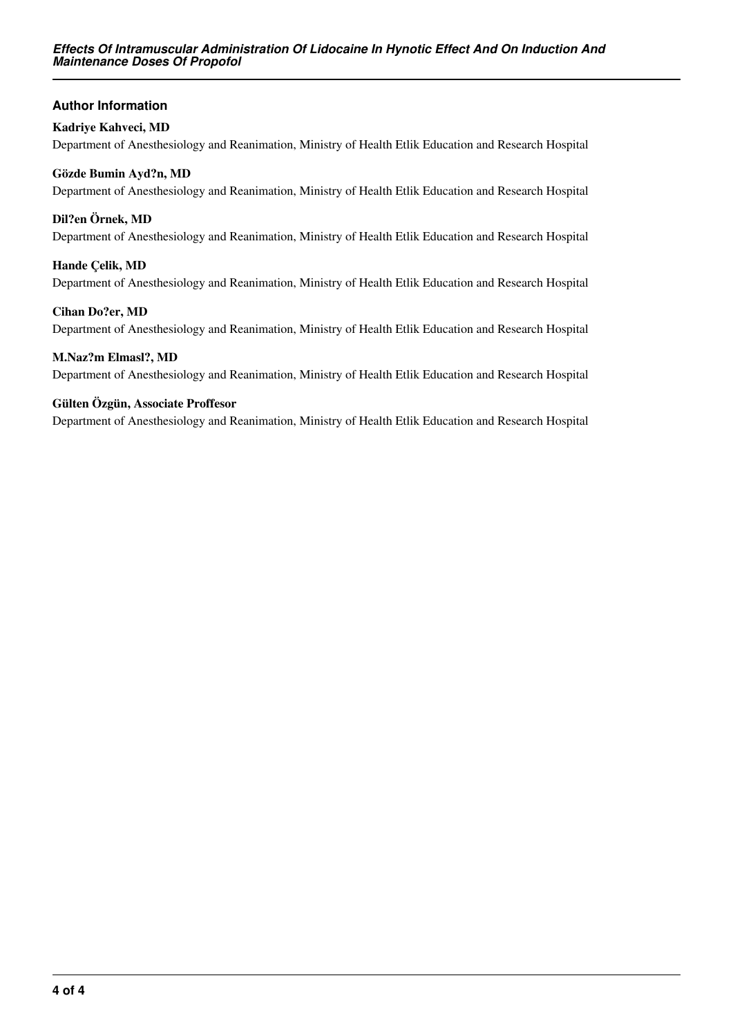## Author Information

**Kadriye Kahveci, MD**
Department of Anesthesiology and Reanimation, Ministry of Health Etlik Education and Research Hospital

**Gözde Bumin Ayd?n, MD**
Department of Anesthesiology and Reanimation, Ministry of Health Etlik Education and Research Hospital

**Dil?en Örnek, MD**
Department of Anesthesiology and Reanimation, Ministry of Health Etlik Education and Research Hospital

**Hande Çelik, MD**
Department of Anesthesiology and Reanimation, Ministry of Health Etlik Education and Research Hospital

**Cihan Do?er, MD**
Department of Anesthesiology and Reanimation, Ministry of Health Etlik Education and Research Hospital

**M.Naz?m Elmasl?, MD**
Department of Anesthesiology and Reanimation, Ministry of Health Etlik Education and Research Hospital

**Gülten Özgün, Associate Proffesor**
Department of Anesthesiology and Reanimation, Ministry of Health Etlik Education and Research Hospital